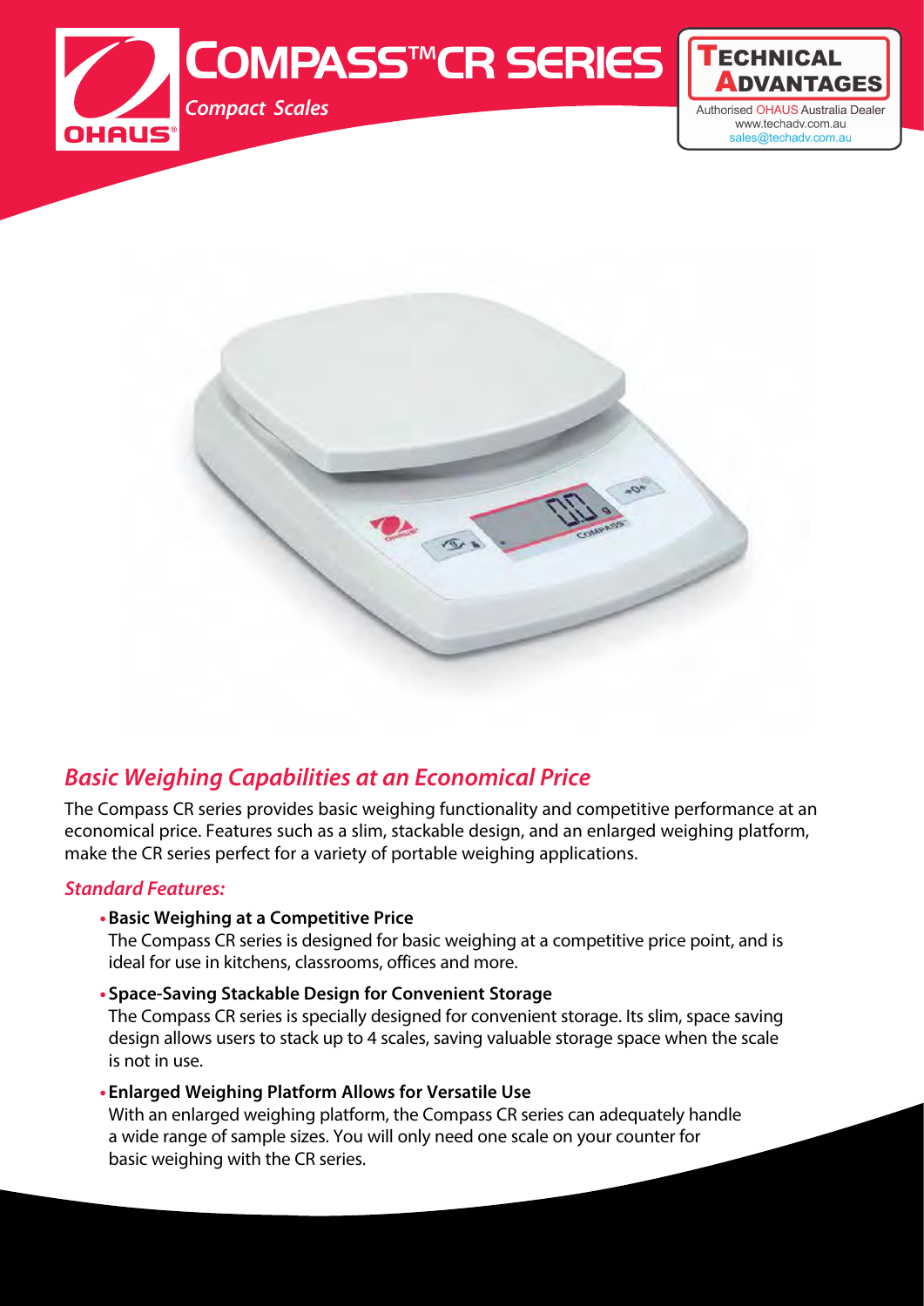# COMPASS™ CR SERIES

*Compact Scales*

TECHNICAL ADVANTAGES

Authorised OHAUS Australia Dealer
www.techadv.com.au
sales@techadv.com.au

## *Basic Weighing Capabilities at an Economical Price*

The Compass CR series provides basic weighing functionality and competitive performance at an economical price. Features such as a slim, stackable design, and an enlarged weighing platform, make the CR series perfect for a variety of portable weighing applications.

### *Standard Features:*

- **Basic Weighing at a Competitive Price**
  The Compass CR series is designed for basic weighing at a competitive price point, and is ideal for use in kitchens, classrooms, offices and more.
- **Space-Saving Stackable Design for Convenient Storage**
  The Compass CR series is specially designed for convenient storage. Its slim, space saving design allows users to stack up to 4 scales, saving valuable storage space when the scale is not in use.
- **Enlarged Weighing Platform Allows for Versatile Use**
  With an enlarged weighing platform, the Compass CR series can adequately handle a wide range of sample sizes. You will only need one scale on your counter for basic weighing with the CR series.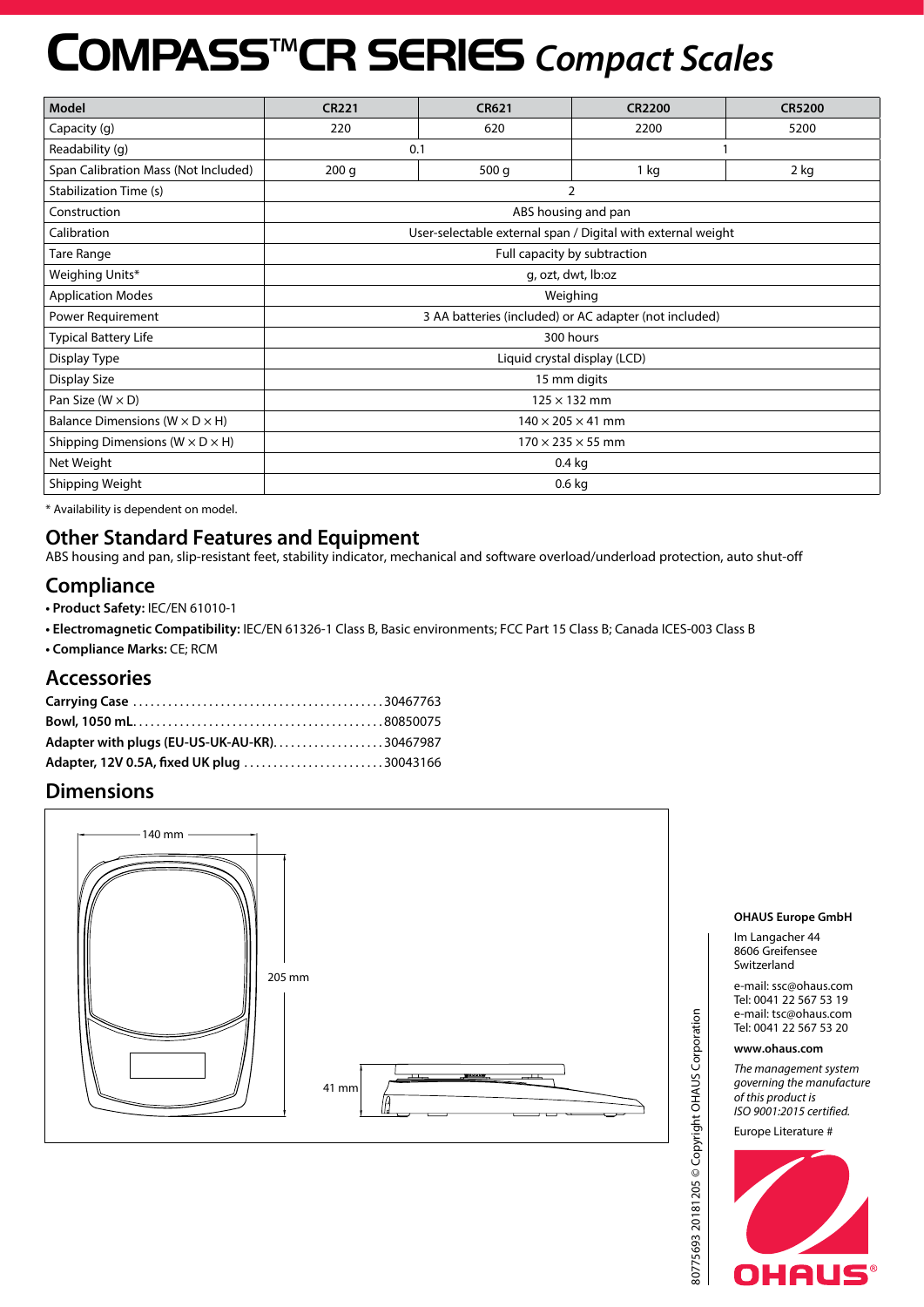# COMPASS™ CR SERIES *Compact Scales*

| Model | CR221 | CR621 | CR2200 | CR5200 |
|---|---|---|---|---|
| Capacity (g) | 220 | 620 | 2200 | 5200 |
| Readability (g) | 0.1 | | 1 | |
| Span Calibration Mass (Not Included) | 200 g | 500 g | 1 kg | 2 kg |
| Stabilization Time (s) | 2 | | | |
| Construction | ABS housing and pan | | | |
| Calibration | User-selectable external span / Digital with external weight | | | |
| Tare Range | Full capacity by subtraction | | | |
| Weighing Units* | g, ozt, dwt, lb:oz | | | |
| Application Modes | Weighing | | | |
| Power Requirement | 3 AA batteries (included) or AC adapter (not included) | | | |
| Typical Battery Life | 300 hours | | | |
| Display Type | Liquid crystal display (LCD) | | | |
| Display Size | 15 mm digits | | | |
| Pan Size (W × D) | 125 × 132 mm | | | |
| Balance Dimensions (W × D × H) | 140 × 205 × 41 mm | | | |
| Shipping Dimensions (W × D × H) | 170 × 235 × 55 mm | | | |
| Net Weight | 0.4 kg | | | |
| Shipping Weight | 0.6 kg | | | |

* Availability is dependent on model.

## Other Standard Features and Equipment

ABS housing and pan, slip-resistant feet, stability indicator, mechanical and software overload/underload protection, auto shut-off

## Compliance

- **Product Safety:** IEC/EN 61010-1
- **Electromagnetic Compatibility:** IEC/EN 61326-1 Class B, Basic environments; FCC Part 15 Class B; Canada ICES-003 Class B
- **Compliance Marks:** CE; RCM

## Accessories

**Carrying Case** .......................................... 30467763
**Bowl, 1050 mL** .......................................... 80850075
**Adapter with plugs (EU-US-UK-AU-KR)** .................. 30467987
**Adapter, 12V 0.5A, fixed UK plug** ........................ 30043166

## Dimensions

140 mm
205 mm
41 mm

**OHAUS Europe GmbH**

Im Langacher 44
8606 Greifensee
Switzerland

e-mail: ssc@ohaus.com
Tel: 0041 22 567 53 19
e-mail: tsc@ohaus.com
Tel: 0041 22 567 53 20

**www.ohaus.com**

*The management system governing the manufacture of this product is ISO 9001:2015 certified.*

Europe Literature #

80775693 20181205 © Copyright OHAUS Corporation

OHAUS®